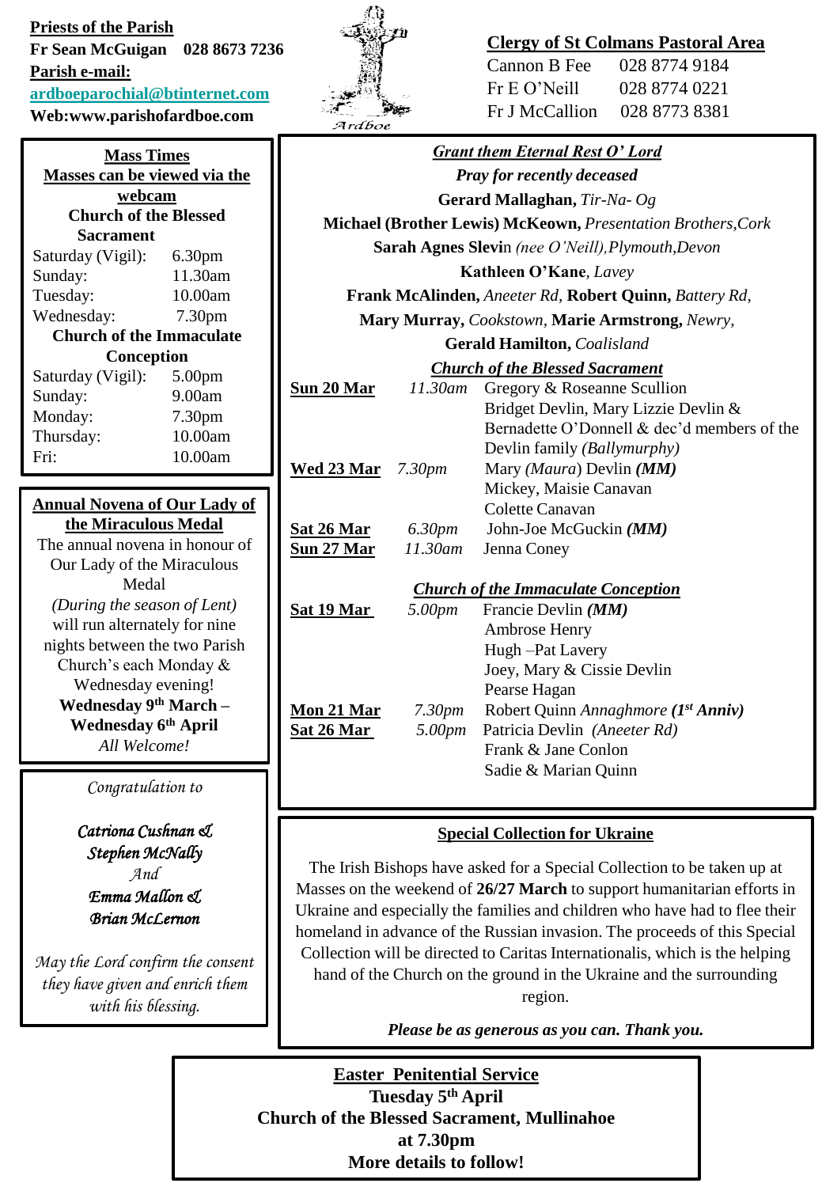**Priests of the Parish**
**Fr Sean McGuigan 028 8673 7236**
**Parish e-mail:**
**ardboeparochial@btinternet.com**
**Web:www.parishofardboe.com**

Ardboe

**Clergy of St Colmans Pastoral Area**

Cannon B Fee 028 8774 9184
Fr E O'Neill 028 8774 0221
Fr J McCallion 028 8773 8381

## Mass Times

**Masses can be viewed via the webcam**

**Church of the Blessed Sacrament**

| | |
|---|---|
| Saturday (Vigil): | 6.30pm |
| Sunday: | 11.30am |
| Tuesday: | 10.00am |
| Wednesday: | 7.30pm |

**Church of the Immaculate Conception**

| | |
|---|---|
| Saturday (Vigil): | 5.00pm |
| Sunday: | 9.00am |
| Monday: | 7.30pm |
| Thursday: | 10.00am |
| Fri: | 10.00am |

## Annual Novena of Our Lady of the Miraculous Medal

The annual novena in honour of Our Lady of the Miraculous Medal *(During the season of Lent)* will run alternately for nine nights between the two Parish Church's each Monday & Wednesday evening!

**Wednesday 9th March – Wednesday 6th April**

*All Welcome!*

*Congratulation to*

***Catriona Cushnan & Stephen McNally***
*And*
***Emma Mallon & Brian McLernon***

*May the Lord confirm the consent they have given and enrich them with his blessing.*

## *Grant them Eternal Rest O' Lord*

***Pray for recently deceased***

**Gerard Mallaghan,** *Tir-Na- Og*
**Michael (Brother Lewis) McKeown,** *Presentation Brothers,Cork*
**Sarah Agnes Slevin** *(nee O'Neill),Plymouth,Devon*
**Kathleen O'Kane**, *Lavey*
**Frank McAlinden,** *Aneeter Rd,* **Robert Quinn,** *Battery Rd,*
**Mary Murray,** *Cookstown,* **Marie Armstrong,** *Newry,*
**Gerald Hamilton,** *Coalisland*

### *Church of the Blessed Sacrament*

| | | |
|---|---|---|
| **Sun 20 Mar** | *11.30am* | Gregory & Roseanne Scullion<br>Bridget Devlin, Mary Lizzie Devlin & Bernadette O'Donnell & dec'd members of the Devlin family *(Ballymurphy)* |
| **Wed 23 Mar** | *7.30pm* | Mary *(Maura)* Devlin ***(MM)***<br>Mickey, Maisie Canavan<br>Colette Canavan |
| **Sat 26 Mar** | *6.30pm* | John-Joe McGuckin ***(MM)*** |
| **Sun 27 Mar** | *11.30am* | Jenna Coney |

### *Church of the Immaculate Conception*

| | | |
|---|---|---|
| **Sat 19 Mar** | *5.00pm* | Francie Devlin ***(MM)***<br>Ambrose Henry<br>Hugh –Pat Lavery<br>Joey, Mary & Cissie Devlin<br>Pearse Hagan |
| **Mon 21 Mar** | *7.30pm* | Robert Quinn *Annaghmore* ***(1st Anniv)*** |
| **Sat 26 Mar** | *5.00pm* | Patricia Devlin *(Aneeter Rd)*<br>Frank & Jane Conlon<br>Sadie & Marian Quinn |

## Special Collection for Ukraine

The Irish Bishops have asked for a Special Collection to be taken up at Masses on the weekend of **26/27 March** to support humanitarian efforts in Ukraine and especially the families and children who have had to flee their homeland in advance of the Russian invasion. The proceeds of this Special Collection will be directed to Caritas Internationalis, which is the helping hand of the Church on the ground in the Ukraine and the surrounding region.

***Please be as generous as you can. Thank you.***

## Easter Penitential Service

**Tuesday 5th April**
**Church of the Blessed Sacrament, Mullinahoe**
**at 7.30pm**
**More details to follow!**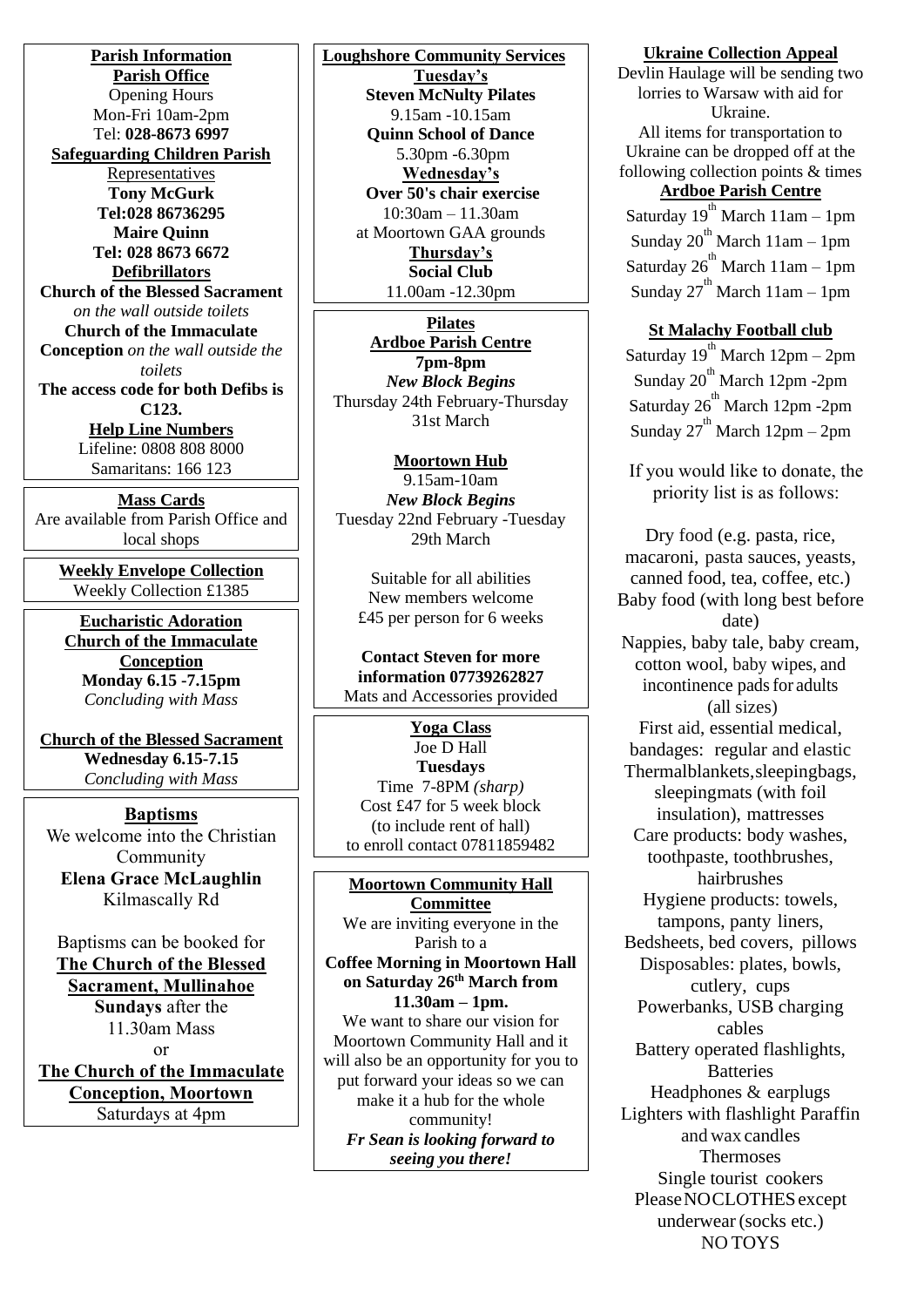**Parish Information**

**Parish Office**

Opening Hours

Mon-Fri 10am-2pm

Tel: **028-8673 6997**

**Safeguarding Children Parish**

Representatives

**Tony McGurk**

**Tel:028 86736295**

**Maire Quinn**

**Tel: 028 8673 6672**

**Defibrillators**

**Church of the Blessed Sacrament** *on the wall outside toilets*

**Church of the Immaculate Conception** *on the wall outside the toilets*

**The access code for both Defibs is C123.**

**Help Line Numbers**

Lifeline: 0808 808 8000

Samaritans: 166 123

**Mass Cards**

Are available from Parish Office and local shops

**Weekly Envelope Collection**

Weekly Collection £1385

**Eucharistic Adoration**

**Church of the Immaculate Conception**

**Monday 6.15 -7.15pm**

*Concluding with Mass*

**Church of the Blessed Sacrament**

**Wednesday 6.15-7.15**

*Concluding with Mass*

**Baptisms**

We welcome into the Christian Community

**Elena Grace McLaughlin**

Kilmascally Rd

Baptisms can be booked for

**The Church of the Blessed Sacrament, Mullinahoe**

**Sundays** after the 11.30am Mass

or

**The Church of the Immaculate Conception, Moortown**

Saturdays at 4pm

**Loughshore Community Services**

**Tuesday's**

**Steven McNulty Pilates**

9.15am -10.15am

**Quinn School of Dance**

5.30pm -6.30pm

**Wednesday's**

**Over 50's chair exercise**

10:30am – 11.30am

at Moortown GAA grounds

**Thursday's**

**Social Club**

11.00am -12.30pm

**Pilates**

**Ardboe Parish Centre**

**7pm-8pm**

***New Block Begins***

Thursday 24th February-Thursday 31st March

**Moortown Hub**

9.15am-10am

***New Block Begins***

Tuesday 22nd February -Tuesday 29th March

Suitable for all abilities

New members welcome

£45 per person for 6 weeks

**Contact Steven for more information 07739262827**

Mats and Accessories provided

**Yoga Class**

Joe D Hall

**Tuesdays**

Time 7-8PM *(sharp)*

Cost £47 for 5 week block

(to include rent of hall)

to enroll contact 07811859482

**Moortown Community Hall Committee**

We are inviting everyone in the Parish to a

**Coffee Morning in Moortown Hall on Saturday 26th March from 11.30am – 1pm.**

We want to share our vision for Moortown Community Hall and it will also be an opportunity for you to put forward your ideas so we can make it a hub for the whole community!

***Fr Sean is looking forward to seeing you there!***

**Ukraine Collection Appeal**

Devlin Haulage will be sending two lorries to Warsaw with aid for Ukraine.

All items for transportation to Ukraine can be dropped off at the following collection points & times

**Ardboe Parish Centre**

Saturday 19th March 11am – 1pm

Sunday 20th March 11am – 1pm

Saturday 26th March 11am – 1pm

Sunday 27th March 11am – 1pm

**St Malachy Football club**

Saturday 19th March 12pm – 2pm

Sunday 20th March 12pm -2pm

Saturday 26th March 12pm -2pm

Sunday 27th March 12pm – 2pm

If you would like to donate, the priority list is as follows:

Dry food (e.g. pasta, rice, macaroni, pasta sauces, yeasts, canned food, tea, coffee, etc.)

Baby food (with long best before date)

Nappies, baby talc, baby cream, cotton wool, baby wipes, and incontinence pads for adults (all sizes)

First aid, essential medical, bandages: regular and elastic

Thermalblankets,sleepingbags, sleepingmats (with foil insulation), mattresses

Care products: body washes, toothpaste, toothbrushes, hairbrushes

Hygiene products: towels, tampons, panty liners,

Bedsheets, bed covers, pillows

Disposables: plates, bowls, cutlery, cups

Powerbanks, USB charging cables

Battery operated flashlights, Batteries

Headphones & earplugs

Lighters with flashlight Paraffin and wax candles

Thermoses

Single tourist cookers

Please NO CLOTHES except underwear (socks etc.)

NO TOYS